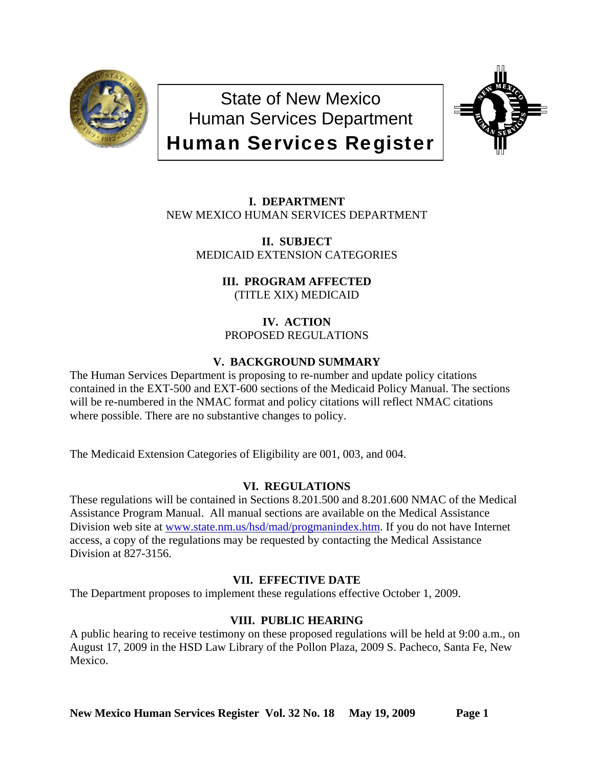# State of New Mexico
# Human Services Department
# Human Services Register

## I. DEPARTMENT

NEW MEXICO HUMAN SERVICES DEPARTMENT

## II. SUBJECT

MEDICAID EXTENSION CATEGORIES

## III. PROGRAM AFFECTED

(TITLE XIX) MEDICAID

## IV. ACTION

PROPOSED REGULATIONS

## V. BACKGROUND SUMMARY

The Human Services Department is proposing to re-number and update policy citations contained in the EXT-500 and EXT-600 sections of the Medicaid Policy Manual. The sections will be re-numbered in the NMAC format and policy citations will reflect NMAC citations where possible. There are no substantive changes to policy.

The Medicaid Extension Categories of Eligibility are 001, 003, and 004.

## VI. REGULATIONS

These regulations will be contained in Sections 8.201.500 and 8.201.600 NMAC of the Medical Assistance Program Manual. All manual sections are available on the Medical Assistance Division web site at [www.state.nm.us/hsd/mad/progmanindex.htm](www.state.nm.us/hsd/mad/progmanindex.htm). If you do not have Internet access, a copy of the regulations may be requested by contacting the Medical Assistance Division at 827-3156.

## VII. EFFECTIVE DATE

The Department proposes to implement these regulations effective October 1, 2009.

## VIII. PUBLIC HEARING

A public hearing to receive testimony on these proposed regulations will be held at 9:00 a.m., on August 17, 2009 in the HSD Law Library of the Pollon Plaza, 2009 S. Pacheco, Santa Fe, New Mexico.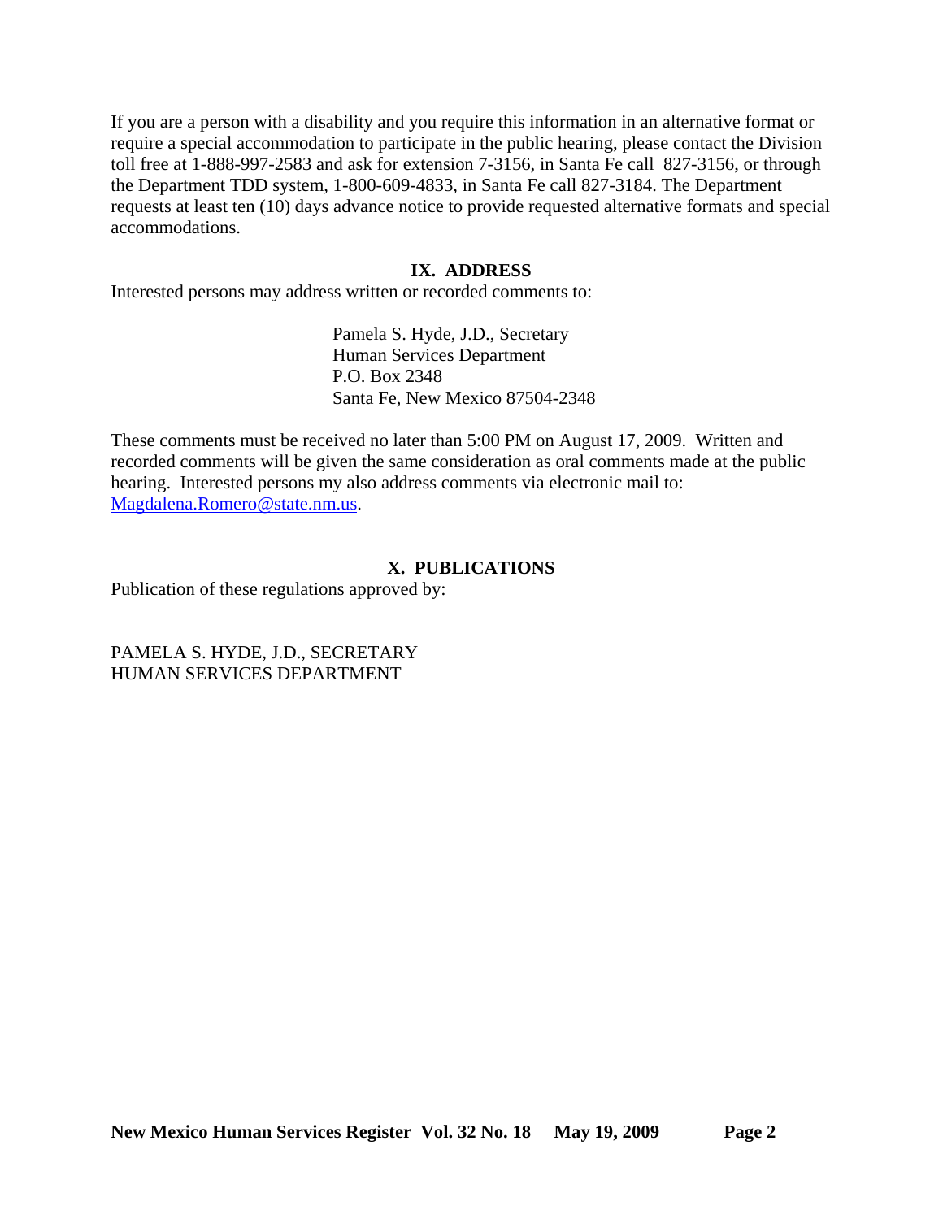If you are a person with a disability and you require this information in an alternative format or require a special accommodation to participate in the public hearing, please contact the Division toll free at 1-888-997-2583 and ask for extension 7-3156, in Santa Fe call 827-3156, or through the Department TDD system, 1-800-609-4833, in Santa Fe call 827-3184. The Department requests at least ten (10) days advance notice to provide requested alternative formats and special accommodations.

## IX. ADDRESS

Interested persons may address written or recorded comments to:

> Pamela S. Hyde, J.D., Secretary
> Human Services Department
> P.O. Box 2348
> Santa Fe, New Mexico 87504-2348

These comments must be received no later than 5:00 PM on August 17, 2009. Written and recorded comments will be given the same consideration as oral comments made at the public hearing. Interested persons my also address comments via electronic mail to: Magdalena.Romero@state.nm.us.

## X. PUBLICATIONS

Publication of these regulations approved by:

PAMELA S. HYDE, J.D., SECRETARY
HUMAN SERVICES DEPARTMENT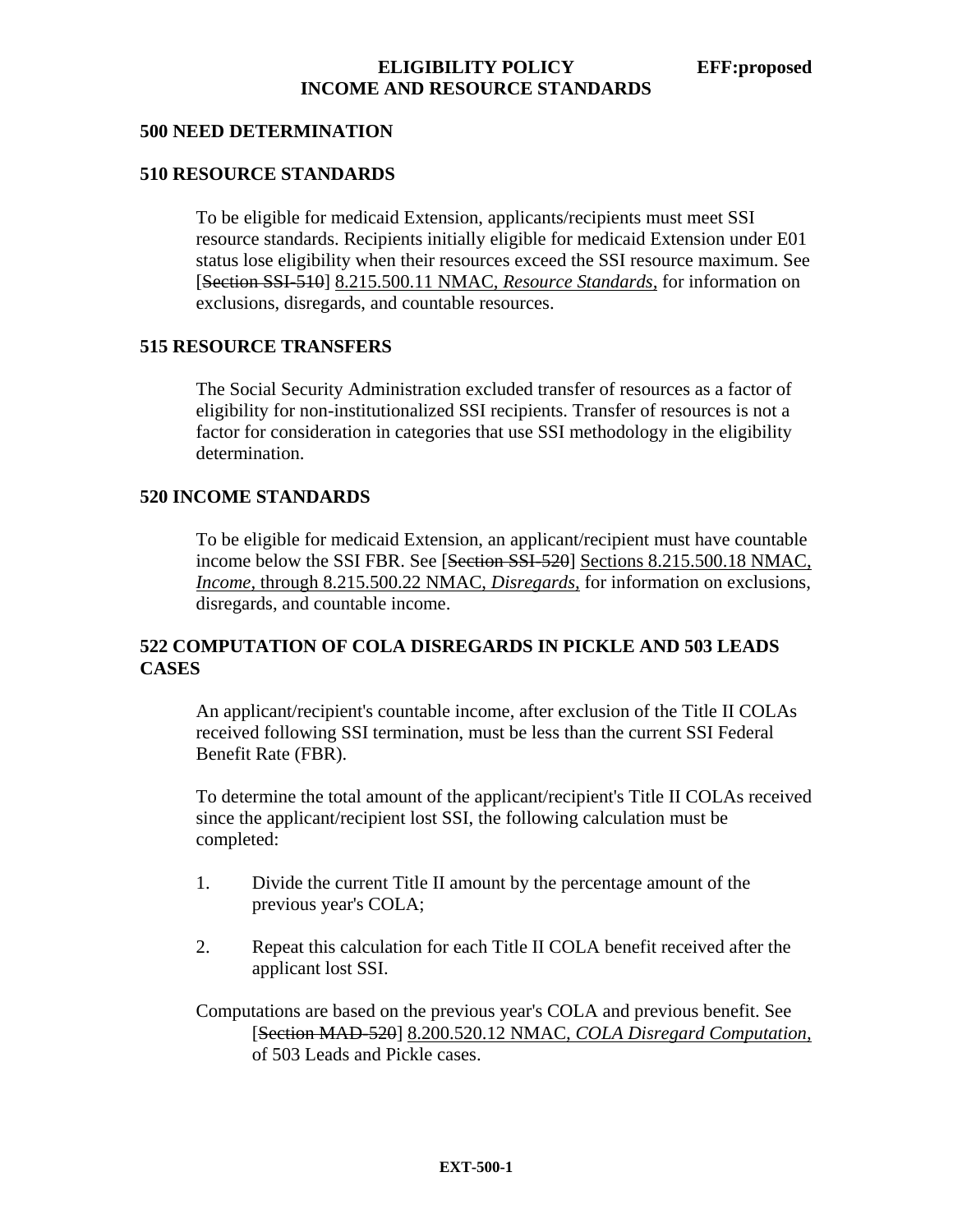## 500 NEED DETERMINATION

### 510 RESOURCE STANDARDS

To be eligible for medicaid Extension, applicants/recipients must meet SSI resource standards. Recipients initially eligible for medicaid Extension under E01 status lose eligibility when their resources exceed the SSI resource maximum. See [~~Section SSI-510~~] 8.215.500.11 NMAC, *Resource Standards*, for information on exclusions, disregards, and countable resources.

### 515 RESOURCE TRANSFERS

The Social Security Administration excluded transfer of resources as a factor of eligibility for non-institutionalized SSI recipients. Transfer of resources is not a factor for consideration in categories that use SSI methodology in the eligibility determination.

### 520 INCOME STANDARDS

To be eligible for medicaid Extension, an applicant/recipient must have countable income below the SSI FBR. See [~~Section SSI-520~~] Sections 8.215.500.18 NMAC, *Income*, through 8.215.500.22 NMAC, *Disregards*, for information on exclusions, disregards, and countable income.

### 522 COMPUTATION OF COLA DISREGARDS IN PICKLE AND 503 LEADS CASES

An applicant/recipient's countable income, after exclusion of the Title II COLAs received following SSI termination, must be less than the current SSI Federal Benefit Rate (FBR).

To determine the total amount of the applicant/recipient's Title II COLAs received since the applicant/recipient lost SSI, the following calculation must be completed:

1. Divide the current Title II amount by the percentage amount of the previous year's COLA;

2. Repeat this calculation for each Title II COLA benefit received after the applicant lost SSI.

Computations are based on the previous year's COLA and previous benefit. See [~~Section MAD-520~~] 8.200.520.12 NMAC, *COLA Disregard Computation*, of 503 Leads and Pickle cases.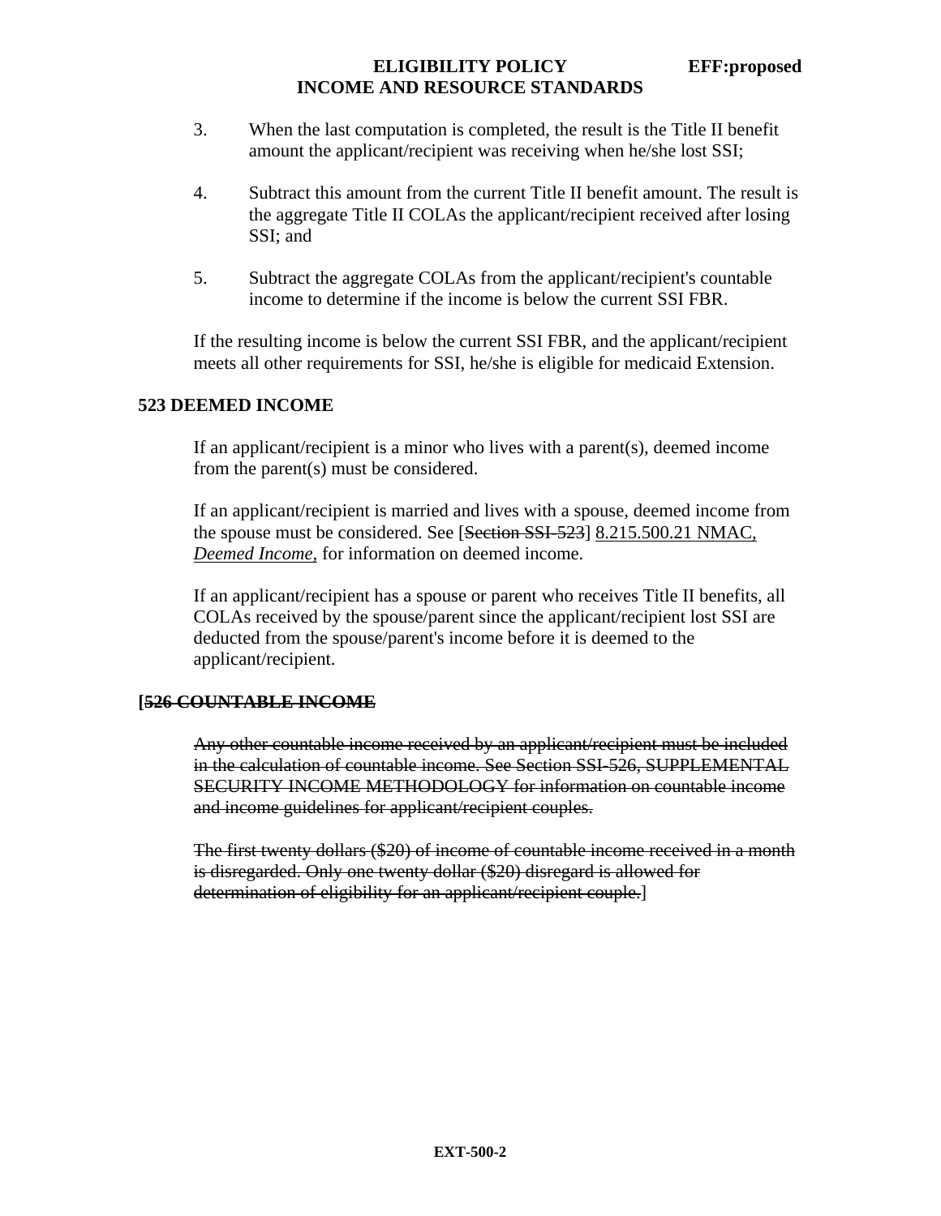3. When the last computation is completed, the result is the Title II benefit amount the applicant/recipient was receiving when he/she lost SSI;

4. Subtract this amount from the current Title II benefit amount. The result is the aggregate Title II COLAs the applicant/recipient received after losing SSI; and

5. Subtract the aggregate COLAs from the applicant/recipient's countable income to determine if the income is below the current SSI FBR.

If the resulting income is below the current SSI FBR, and the applicant/recipient meets all other requirements for SSI, he/she is eligible for medicaid Extension.

**523 DEEMED INCOME**

If an applicant/recipient is a minor who lives with a parent(s), deemed income from the parent(s) must be considered.

If an applicant/recipient is married and lives with a spouse, deemed income from the spouse must be considered. See [~~Section SSI-523~~] <u>8.215.500.21 NMAC, *Deemed Income*,</u> for information on deemed income.

If an applicant/recipient has a spouse or parent who receives Title II benefits, all COLAs received by the spouse/parent since the applicant/recipient lost SSI are deducted from the spouse/parent's income before it is deemed to the applicant/recipient.

**[~~526 COUNTABLE INCOME~~**

~~Any other countable income received by an applicant/recipient must be included in the calculation of countable income. See Section SSI-526, SUPPLEMENTAL SECURITY INCOME METHODOLOGY for information on countable income and income guidelines for applicant/recipient couples.~~

~~The first twenty dollars ($20) of income of countable income received in a month is disregarded. Only one twenty dollar ($20) disregard is allowed for determination of eligibility for an applicant/recipient couple.~~]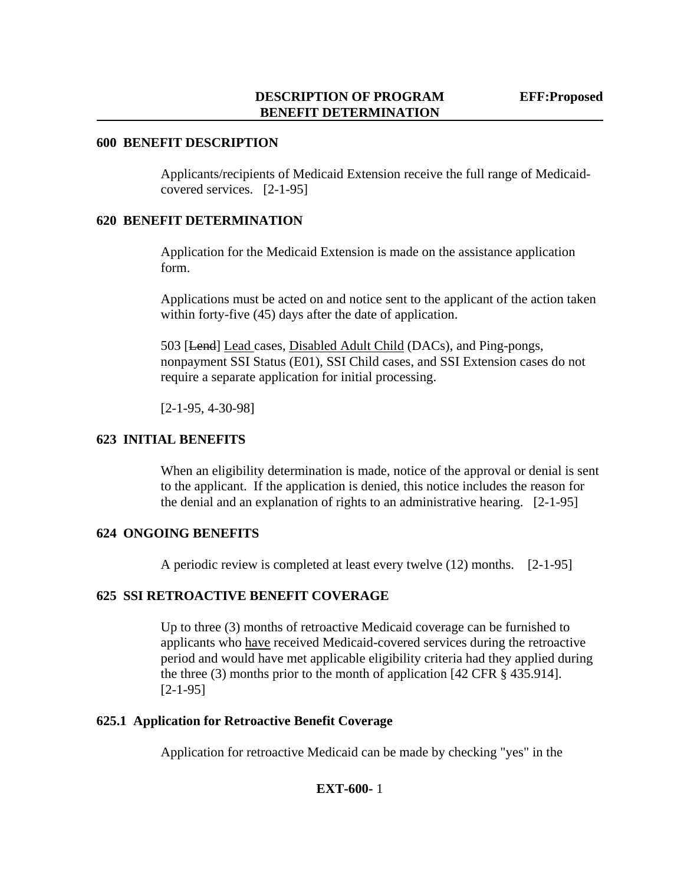## 600 BENEFIT DESCRIPTION

Applicants/recipients of Medicaid Extension receive the full range of Medicaid-covered services. [2-1-95]

## 620 BENEFIT DETERMINATION

Application for the Medicaid Extension is made on the assistance application form.

Applications must be acted on and notice sent to the applicant of the action taken within forty-five (45) days after the date of application.

503 [~~Lend~~] <u>Lead</u> cases, <u>Disabled Adult Child</u> (DACs), and Ping-pongs, nonpayment SSI Status (E01), SSI Child cases, and SSI Extension cases do not require a separate application for initial processing.

[2-1-95, 4-30-98]

## 623 INITIAL BENEFITS

When an eligibility determination is made, notice of the approval or denial is sent to the applicant. If the application is denied, this notice includes the reason for the denial and an explanation of rights to an administrative hearing. [2-1-95]

## 624 ONGOING BENEFITS

A periodic review is completed at least every twelve (12) months. [2-1-95]

## 625 SSI RETROACTIVE BENEFIT COVERAGE

Up to three (3) months of retroactive Medicaid coverage can be furnished to applicants who <u>have</u> received Medicaid-covered services during the retroactive period and would have met applicable eligibility criteria had they applied during the three (3) months prior to the month of application [42 CFR § 435.914]. [2-1-95]

### 625.1 Application for Retroactive Benefit Coverage

Application for retroactive Medicaid can be made by checking "yes" in the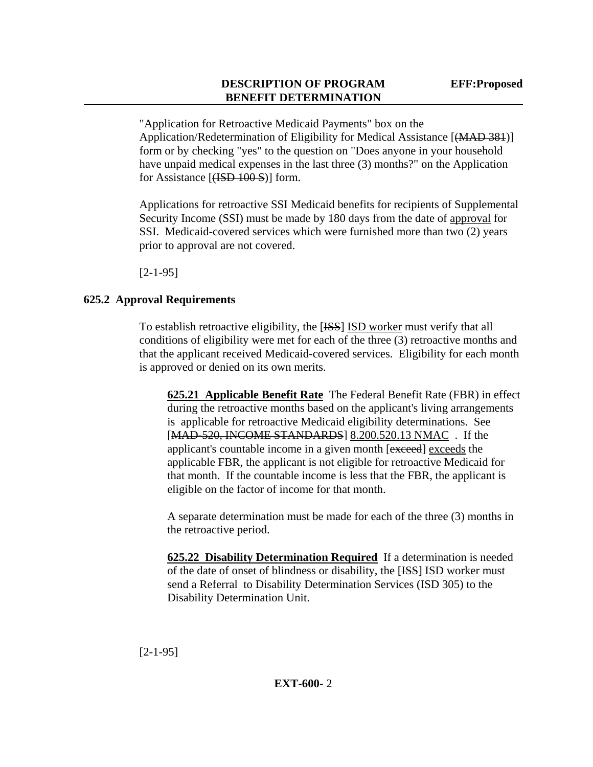"Application for Retroactive Medicaid Payments" box on the Application/Redetermination of Eligibility for Medical Assistance [~~(MAD 381)~~] form or by checking "yes" to the question on "Does anyone in your household have unpaid medical expenses in the last three (3) months?" on the Application for Assistance [~~(ISD 100 S)~~] form.

Applications for retroactive SSI Medicaid benefits for recipients of Supplemental Security Income (SSI) must be made by 180 days from the date of <u>approval</u> for SSI. Medicaid-covered services which were furnished more than two (2) years prior to approval are not covered.

[2-1-95]

## 625.2 Approval Requirements

To establish retroactive eligibility, the [~~ISS~~] <u>ISD worker</u> must verify that all conditions of eligibility were met for each of the three (3) retroactive months and that the applicant received Medicaid-covered services. Eligibility for each month is approved or denied on its own merits.

**<u>625.21 Applicable Benefit Rate</u>** The Federal Benefit Rate (FBR) in effect during the retroactive months based on the applicant's living arrangements is applicable for retroactive Medicaid eligibility determinations. See [~~MAD-520, INCOME STANDARDS~~] <u>8.200.520.13 NMAC</u> . If the applicant's countable income in a given month [~~exceed~~] <u>exceeds</u> the applicable FBR, the applicant is not eligible for retroactive Medicaid for that month. If the countable income is less that the FBR, the applicant is eligible on the factor of income for that month.

A separate determination must be made for each of the three (3) months in the retroactive period.

**<u>625.22 Disability Determination Required</u>** If a determination is needed of the date of onset of blindness or disability, the [~~ISS~~] <u>ISD worker</u> must send a Referral to Disability Determination Services (ISD 305) to the Disability Determination Unit.

[2-1-95]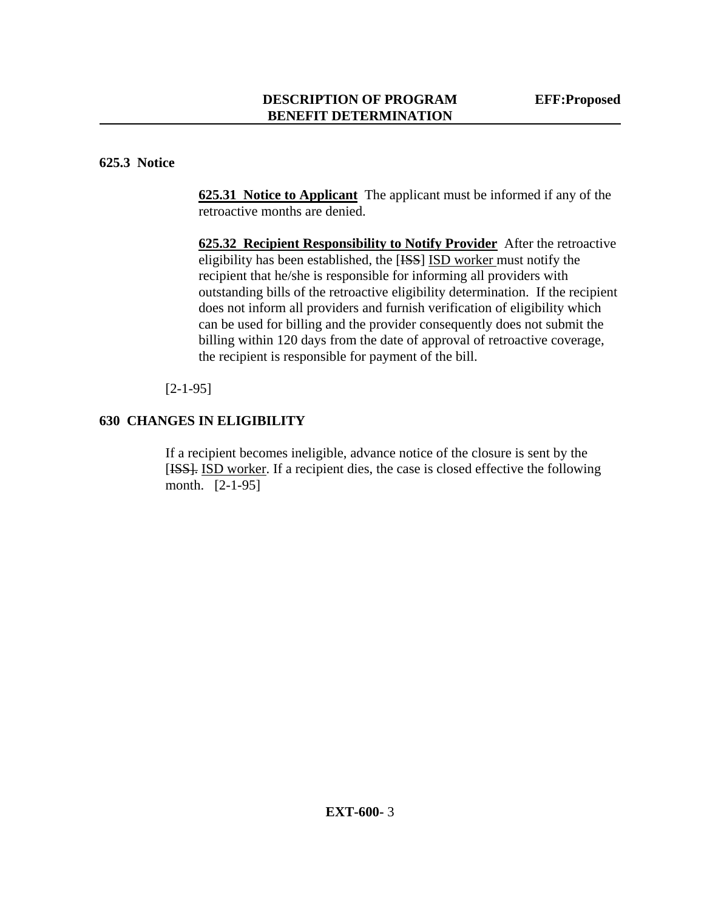### 625.3 Notice

**625.31 Notice to Applicant** The applicant must be informed if any of the retroactive months are denied.

**625.32 Recipient Responsibility to Notify Provider** After the retroactive eligibility has been established, the [~~ISS~~] <u>ISD worker</u> must notify the recipient that he/she is responsible for informing all providers with outstanding bills of the retroactive eligibility determination. If the recipient does not inform all providers and furnish verification of eligibility which can be used for billing and the provider consequently does not submit the billing within 120 days from the date of approval of retroactive coverage, the recipient is responsible for payment of the bill.

[2-1-95]

## 630 CHANGES IN ELIGIBILITY

If a recipient becomes ineligible, advance notice of the closure is sent by the [~~ISS~~]~~.~~ <u>ISD worker</u>. If a recipient dies, the case is closed effective the following month. [2-1-95]